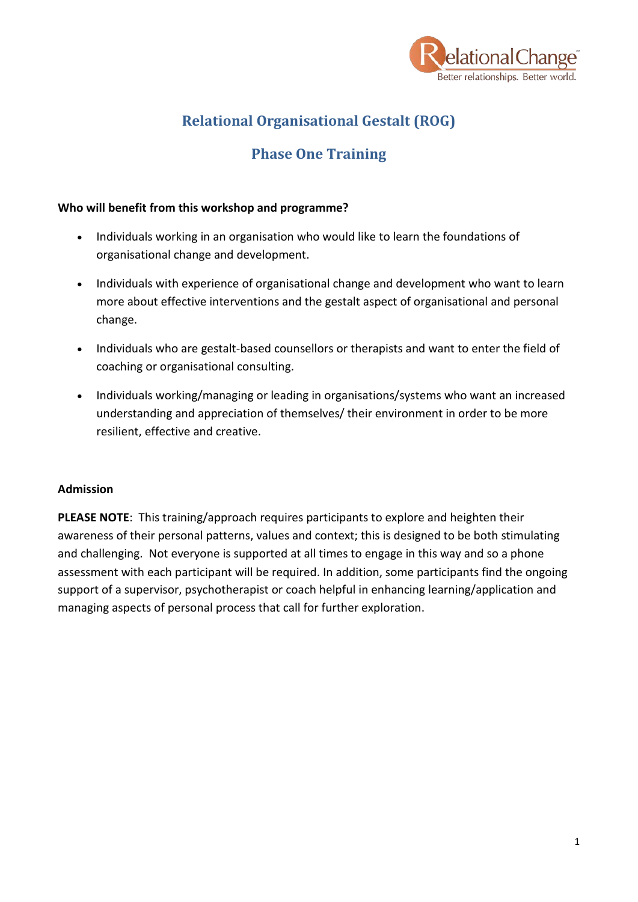# Relational Organisational Gestalt (ROG)

## Phase One Training

**Who will benefit from this workshop and programme?**

- Individuals working in an organisation who would like to learn the foundations of organisational change and development.
- Individuals with experience of organisational change and development who want to learn more about effective interventions and the gestalt aspect of organisational and personal change.
- Individuals who are gestalt-based counsellors or therapists and want to enter the field of coaching or organisational consulting.
- Individuals working/managing or leading in organisations/systems who want an increased understanding and appreciation of themselves/ their environment in order to be more resilient, effective and creative.

**Admission**

**PLEASE NOTE**: This training/approach requires participants to explore and heighten their awareness of their personal patterns, values and context; this is designed to be both stimulating and challenging. Not everyone is supported at all times to engage in this way and so a phone assessment with each participant will be required. In addition, some participants find the ongoing support of a supervisor, psychotherapist or coach helpful in enhancing learning/application and managing aspects of personal process that call for further exploration.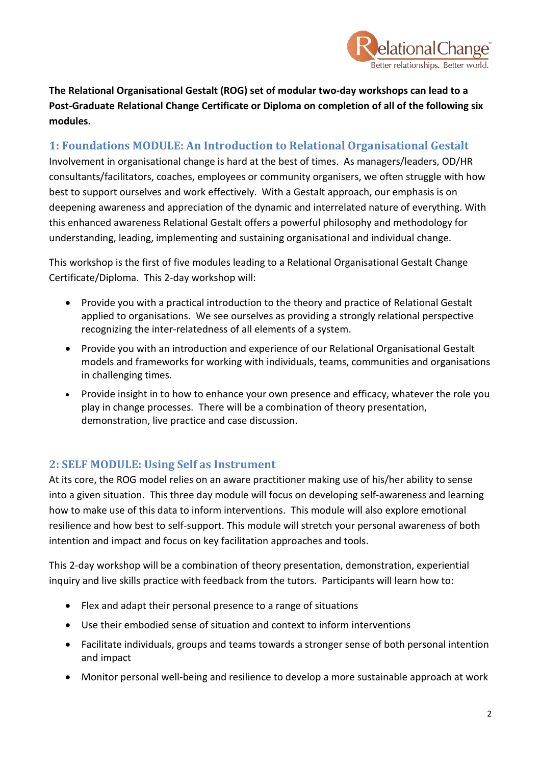**The Relational Organisational Gestalt (ROG) set of modular two-day workshops can lead to a Post-Graduate Relational Change Certificate or Diploma on completion of all of the following six modules.**

## 1: Foundations MODULE: An Introduction to Relational Organisational Gestalt

Involvement in organisational change is hard at the best of times. As managers/leaders, OD/HR consultants/facilitators, coaches, employees or community organisers, we often struggle with how best to support ourselves and work effectively. With a Gestalt approach, our emphasis is on deepening awareness and appreciation of the dynamic and interrelated nature of everything. With this enhanced awareness Relational Gestalt offers a powerful philosophy and methodology for understanding, leading, implementing and sustaining organisational and individual change.

This workshop is the first of five modules leading to a Relational Organisational Gestalt Change Certificate/Diploma. This 2-day workshop will:

- Provide you with a practical introduction to the theory and practice of Relational Gestalt applied to organisations. We see ourselves as providing a strongly relational perspective recognizing the inter-relatedness of all elements of a system.
- Provide you with an introduction and experience of our Relational Organisational Gestalt models and frameworks for working with individuals, teams, communities and organisations in challenging times.
- Provide insight in to how to enhance your own presence and efficacy, whatever the role you play in change processes. There will be a combination of theory presentation, demonstration, live practice and case discussion.

## 2: SELF MODULE: Using Self as Instrument

At its core, the ROG model relies on an aware practitioner making use of his/her ability to sense into a given situation. This three day module will focus on developing self-awareness and learning how to make use of this data to inform interventions. This module will also explore emotional resilience and how best to self-support. This module will stretch your personal awareness of both intention and impact and focus on key facilitation approaches and tools.

This 2-day workshop will be a combination of theory presentation, demonstration, experiential inquiry and live skills practice with feedback from the tutors. Participants will learn how to:

- Flex and adapt their personal presence to a range of situations
- Use their embodied sense of situation and context to inform interventions
- Facilitate individuals, groups and teams towards a stronger sense of both personal intention and impact
- Monitor personal well-being and resilience to develop a more sustainable approach at work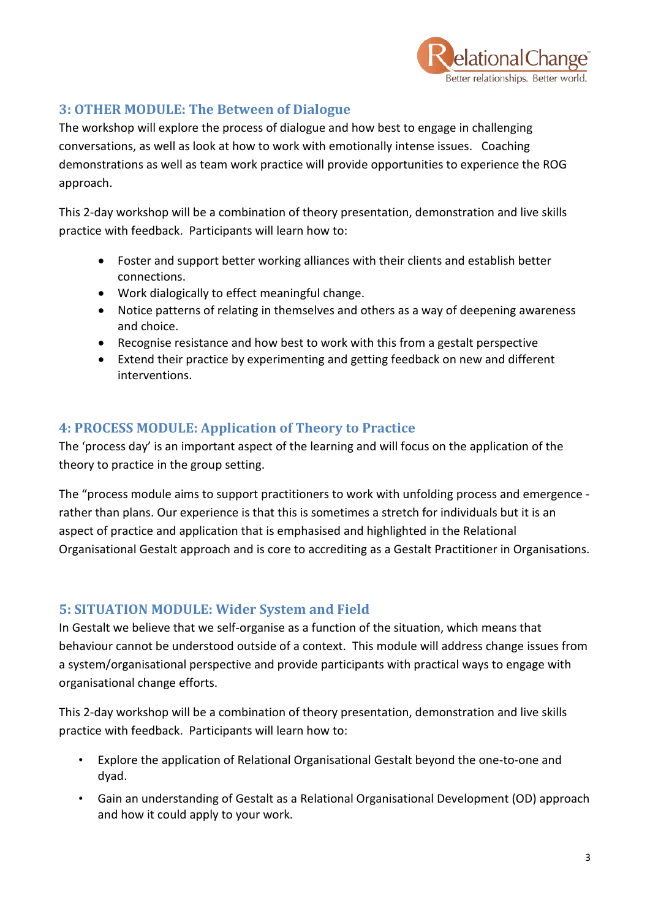## 3: OTHER MODULE: The Between of Dialogue

The workshop will explore the process of dialogue and how best to engage in challenging conversations, as well as look at how to work with emotionally intense issues. Coaching demonstrations as well as team work practice will provide opportunities to experience the ROG approach.

This 2-day workshop will be a combination of theory presentation, demonstration and live skills practice with feedback. Participants will learn how to:

- Foster and support better working alliances with their clients and establish better connections.
- Work dialogically to effect meaningful change.
- Notice patterns of relating in themselves and others as a way of deepening awareness and choice.
- Recognise resistance and how best to work with this from a gestalt perspective
- Extend their practice by experimenting and getting feedback on new and different interventions.

## 4: PROCESS MODULE: Application of Theory to Practice

The 'process day' is an important aspect of the learning and will focus on the application of the theory to practice in the group setting.

The "process module aims to support practitioners to work with unfolding process and emergence - rather than plans. Our experience is that this is sometimes a stretch for individuals but it is an aspect of practice and application that is emphasised and highlighted in the Relational Organisational Gestalt approach and is core to accrediting as a Gestalt Practitioner in Organisations.

## 5: SITUATION MODULE: Wider System and Field

In Gestalt we believe that we self-organise as a function of the situation, which means that behaviour cannot be understood outside of a context. This module will address change issues from a system/organisational perspective and provide participants with practical ways to engage with organisational change efforts.

This 2-day workshop will be a combination of theory presentation, demonstration and live skills practice with feedback. Participants will learn how to:

- Explore the application of Relational Organisational Gestalt beyond the one-to-one and dyad.
- Gain an understanding of Gestalt as a Relational Organisational Development (OD) approach and how it could apply to your work.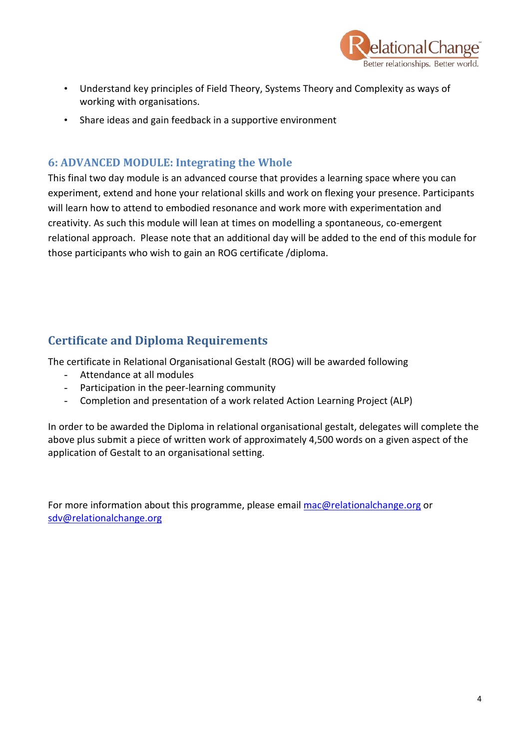- Understand key principles of Field Theory, Systems Theory and Complexity as ways of working with organisations.
- Share ideas and gain feedback in a supportive environment

### 6: ADVANCED MODULE: Integrating the Whole

This final two day module is an advanced course that provides a learning space where you can experiment, extend and hone your relational skills and work on flexing your presence. Participants will learn how to attend to embodied resonance and work more with experimentation and creativity. As such this module will lean at times on modelling a spontaneous, co-emergent relational approach. Please note that an additional day will be added to the end of this module for those participants who wish to gain an ROG certificate /diploma.

## Certificate and Diploma Requirements

The certificate in Relational Organisational Gestalt (ROG) will be awarded following

- Attendance at all modules
- Participation in the peer-learning community
- Completion and presentation of a work related Action Learning Project (ALP)

In order to be awarded the Diploma in relational organisational gestalt, delegates will complete the above plus submit a piece of written work of approximately 4,500 words on a given aspect of the application of Gestalt to an organisational setting.

For more information about this programme, please email mac@relationalchange.org or sdv@relationalchange.org